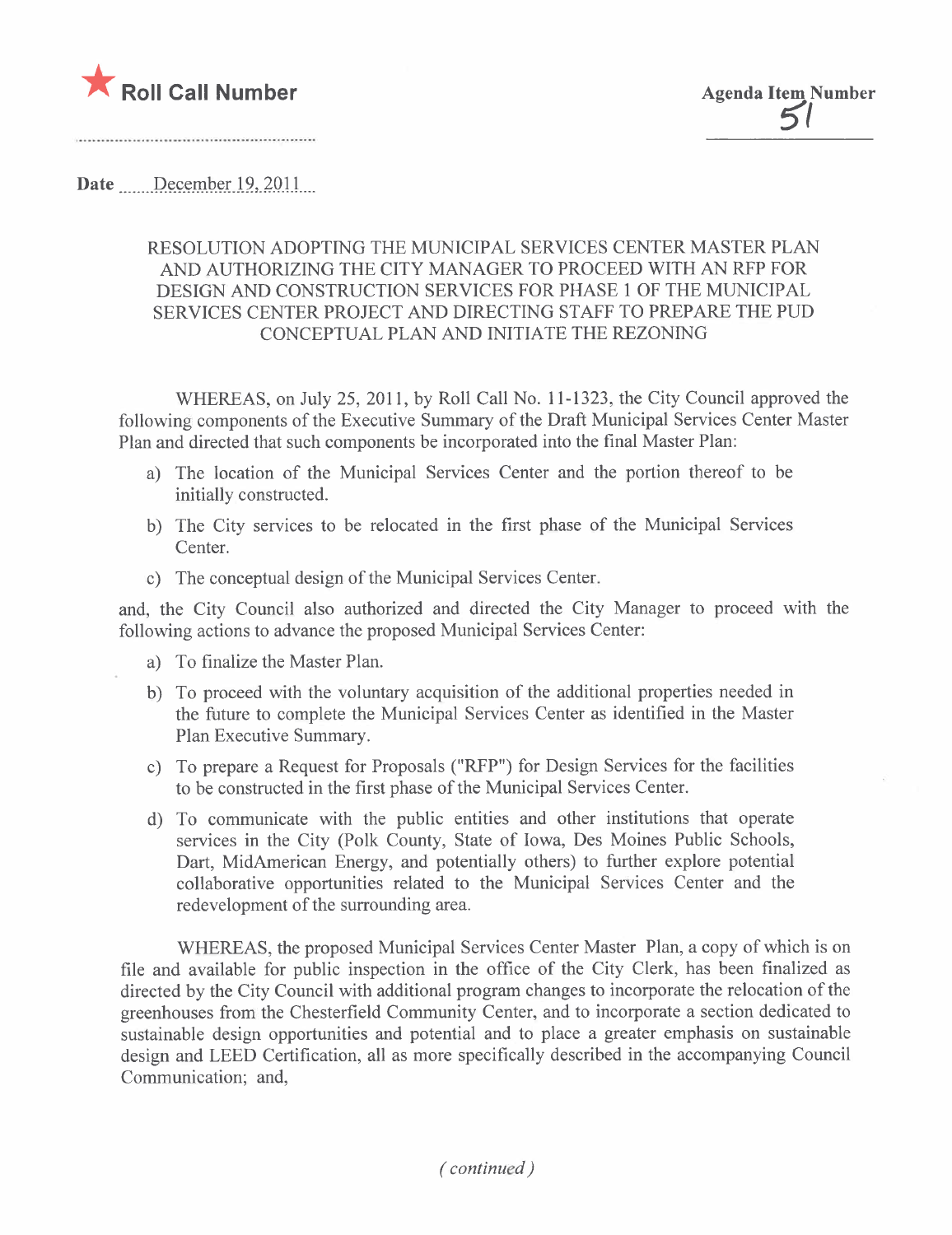★ **Roll Call Number**

**Agenda Item Number**
51

**Date** December 19, 2011

RESOLUTION ADOPTING THE MUNICIPAL SERVICES CENTER MASTER PLAN AND AUTHORIZING THE CITY MANAGER TO PROCEED WITH AN RFP FOR DESIGN AND CONSTRUCTION SERVICES FOR PHASE 1 OF THE MUNICIPAL SERVICES CENTER PROJECT AND DIRECTING STAFF TO PREPARE THE PUD CONCEPTUAL PLAN AND INITIATE THE REZONING

WHEREAS, on July 25, 2011, by Roll Call No. 11-1323, the City Council approved the following components of the Executive Summary of the Draft Municipal Services Center Master Plan and directed that such components be incorporated into the final Master Plan:

a) The location of the Municipal Services Center and the portion thereof to be initially constructed.

b) The City services to be relocated in the first phase of the Municipal Services Center.

c) The conceptual design of the Municipal Services Center.

and, the City Council also authorized and directed the City Manager to proceed with the following actions to advance the proposed Municipal Services Center:

a) To finalize the Master Plan.

b) To proceed with the voluntary acquisition of the additional properties needed in the future to complete the Municipal Services Center as identified in the Master Plan Executive Summary.

c) To prepare a Request for Proposals ("RFP") for Design Services for the facilities to be constructed in the first phase of the Municipal Services Center.

d) To communicate with the public entities and other institutions that operate services in the City (Polk County, State of Iowa, Des Moines Public Schools, Dart, MidAmerican Energy, and potentially others) to further explore potential collaborative opportunities related to the Municipal Services Center and the redevelopment of the surrounding area.

WHEREAS, the proposed Municipal Services Center Master Plan, a copy of which is on file and available for public inspection in the office of the City Clerk, has been finalized as directed by the City Council with additional program changes to incorporate the relocation of the greenhouses from the Chesterfield Community Center, and to incorporate a section dedicated to sustainable design opportunities and potential and to place a greater emphasis on sustainable design and LEED Certification, all as more specifically described in the accompanying Council Communication; and,

*(continued)*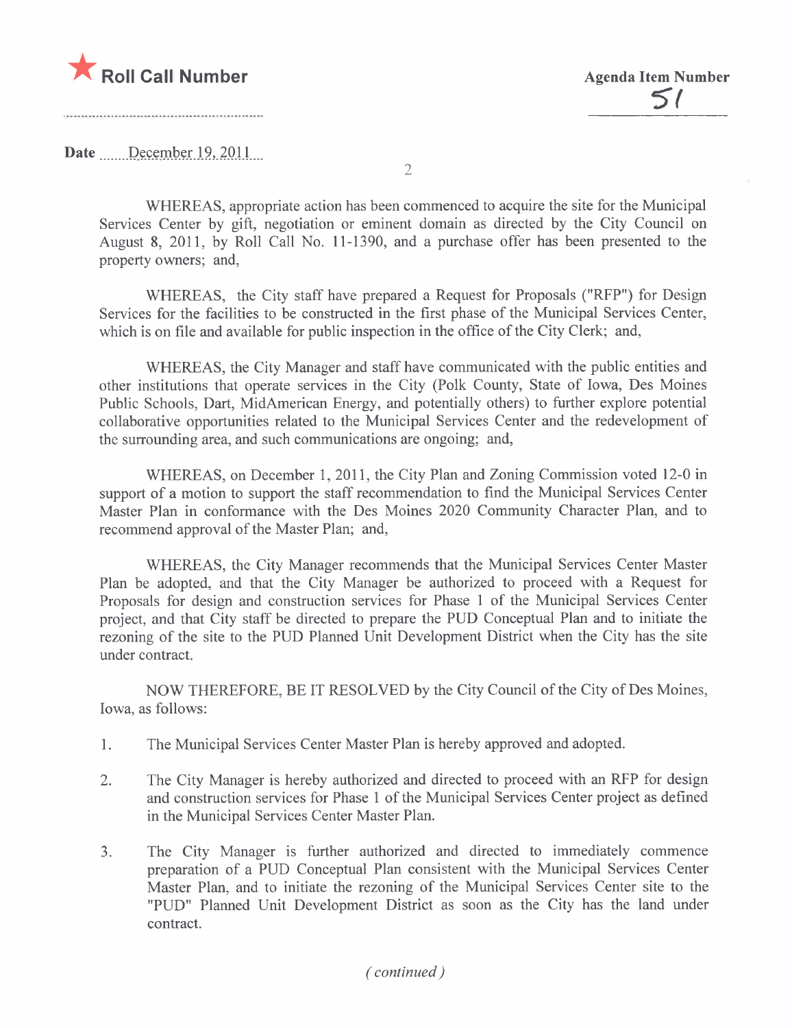WHEREAS, appropriate action has been commenced to acquire the site for the Municipal Services Center by gift, negotiation or eminent domain as directed by the City Council on August 8, 2011, by Roll Call No. 11-1390, and a purchase offer has been presented to the property owners; and,

WHEREAS, the City staff have prepared a Request for Proposals ("RFP") for Design Services for the facilities to be constructed in the first phase of the Municipal Services Center, which is on file and available for public inspection in the office of the City Clerk; and,

WHEREAS, the City Manager and staff have communicated with the public entities and other institutions that operate services in the City (Polk County, State of Iowa, Des Moines Public Schools, Dart, MidAmerican Energy, and potentially others) to further explore potential collaborative opportunities related to the Municipal Services Center and the redevelopment of the surrounding area, and such communications are ongoing; and,

WHEREAS, on December 1, 2011, the City Plan and Zoning Commission voted 12-0 in support of a motion to support the staff recommendation to find the Municipal Services Center Master Plan in conformance with the Des Moines 2020 Community Character Plan, and to recommend approval of the Master Plan; and,

WHEREAS, the City Manager recommends that the Municipal Services Center Master Plan be adopted, and that the City Manager be authorized to proceed with a Request for Proposals for design and construction services for Phase 1 of the Municipal Services Center project, and that City staff be directed to prepare the PUD Conceptual Plan and to initiate the rezoning of the site to the PUD Planned Unit Development District when the City has the site under contract.

NOW THEREFORE, BE IT RESOLVED by the City Council of the City of Des Moines, Iowa, as follows:

1. The Municipal Services Center Master Plan is hereby approved and adopted.

2. The City Manager is hereby authorized and directed to proceed with an RFP for design and construction services for Phase 1 of the Municipal Services Center project as defined in the Municipal Services Center Master Plan.

3. The City Manager is further authorized and directed to immediately commence preparation of a PUD Conceptual Plan consistent with the Municipal Services Center Master Plan, and to initiate the rezoning of the Municipal Services Center site to the "PUD" Planned Unit Development District as soon as the City has the land under contract.

*(continued)*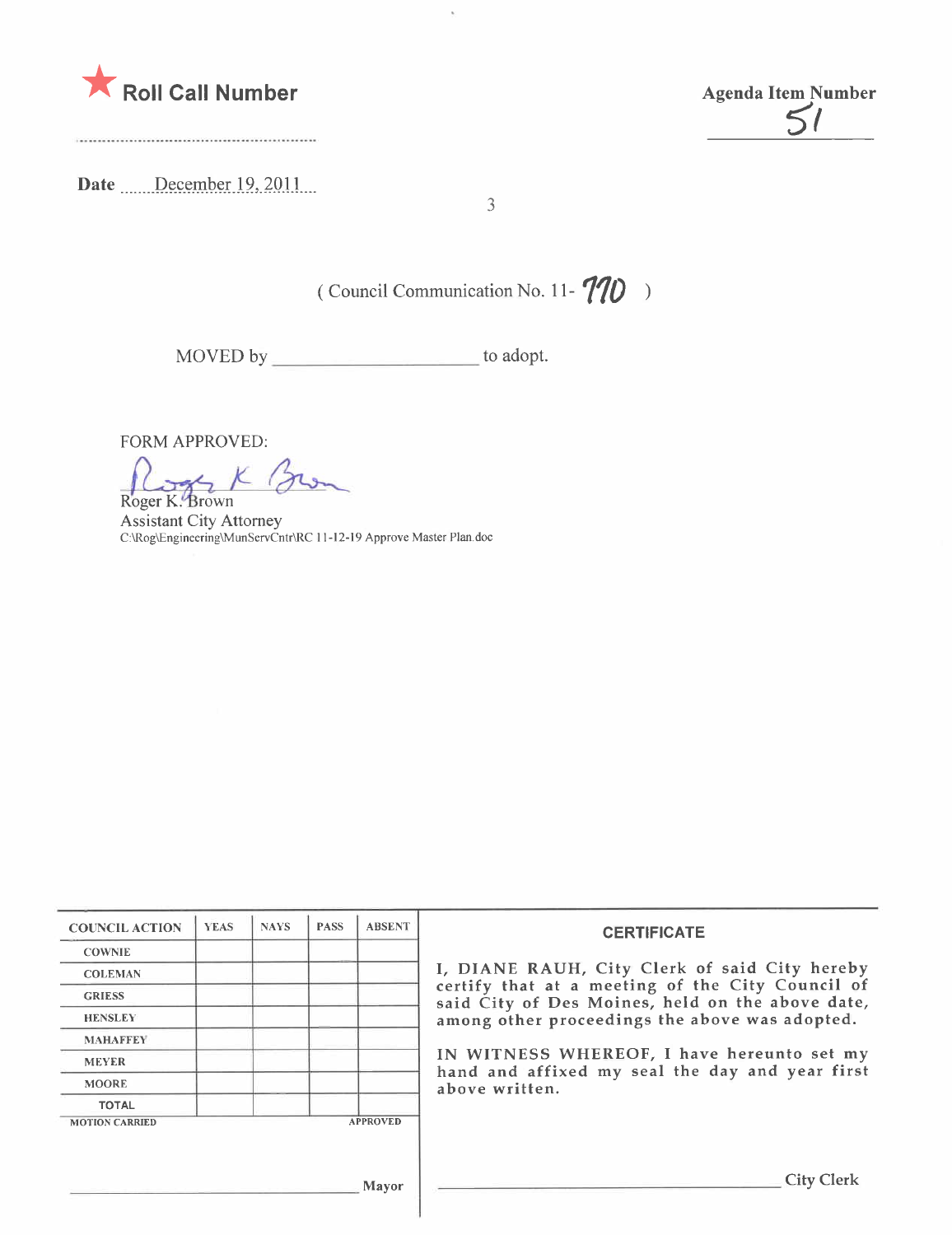★ **Roll Call Number**

**Agenda Item Number**
51

**Date** December 19, 2011

( Council Communication No. 11- 770 )

MOVED by ____________________ to adopt.

FORM APPROVED:

Roger K. Brown
Assistant City Attorney
C:\Rog\Engineering\MunServCntr\RC 11-12-19 Approve Master Plan.doc

| COUNCIL ACTION | YEAS | NAYS | PASS | ABSENT |
|---|---|---|---|---|
| COWNIE | | | | |
| COLEMAN | | | | |
| GRIESS | | | | |
| HENSLEY | | | | |
| MAHAFFEY | | | | |
| MEYER | | | | |
| MOORE | | | | |
| TOTAL | | | | |
| MOTION CARRIED | | | | APPROVED |

______________________________ Mayor

**CERTIFICATE**

I, DIANE RAUH, City Clerk of said City hereby certify that at a meeting of the City Council of said City of Des Moines, held on the above date, among other proceedings the above was adopted.

IN WITNESS WHEREOF, I have hereunto set my hand and affixed my seal the day and year first above written.

______________________________ City Clerk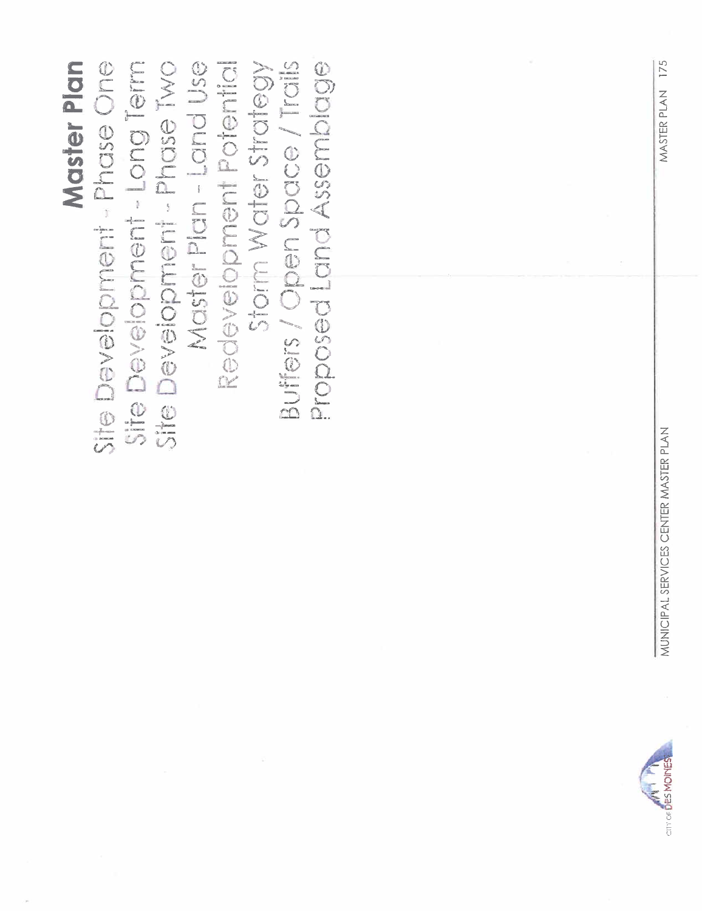# Master Plan

- Site Development - Phase One
- Site Development - Long Term
- Site Development - Phase Two
- Master Plan - Land Use
- Redevelopment Potential
- Storm Water Strategy
- Buffers / Open Space / Trails
- Proposed Land Assemblage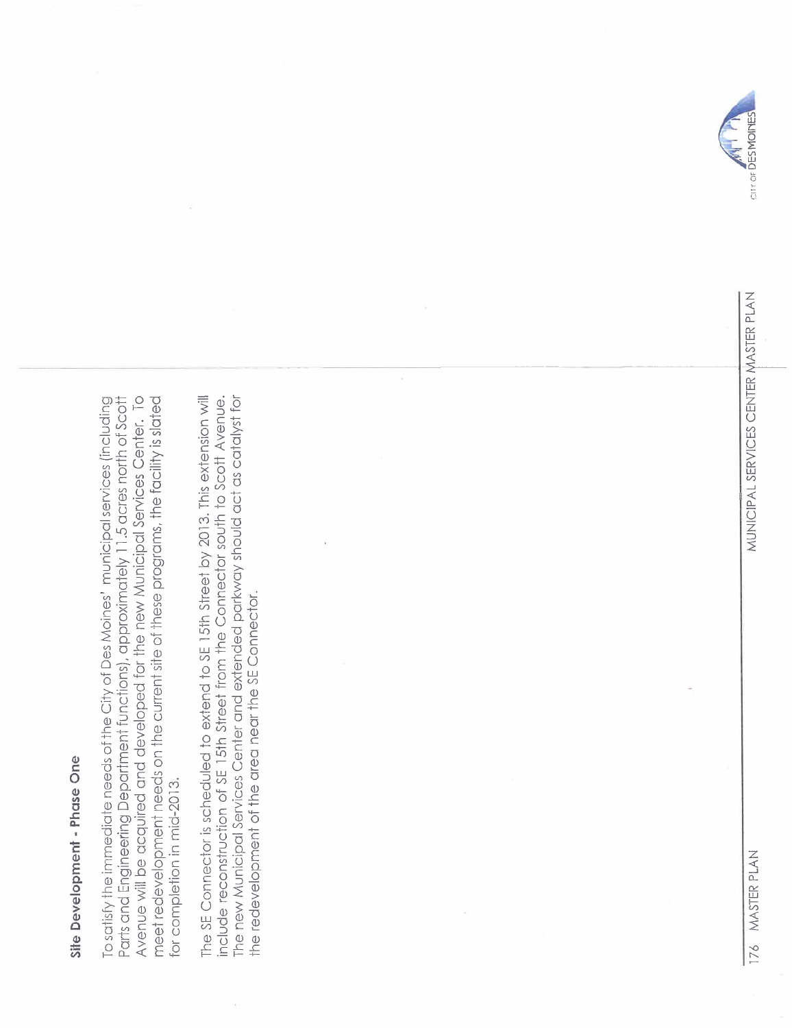## Site Development - Phase One

To satisfy the immediate needs of the City of Des Moines' municipal services (including Parts and Engineering Department functions), approximately 11.5 acres north of Scott Avenue will be acquired and developed for the new Municipal Services Center. To meet redevelopment needs on the current site of these programs, the facility is slated for completion in mid-2013.

The SE Connector is scheduled to extend to SE 15th Street by 2013. This extension will include reconstruction of SE 15th Street from the Connector south to Scott Avenue. The new Municipal Services Center and extended parkway should act as catalyst for the redevelopment of the area near the SE Connector.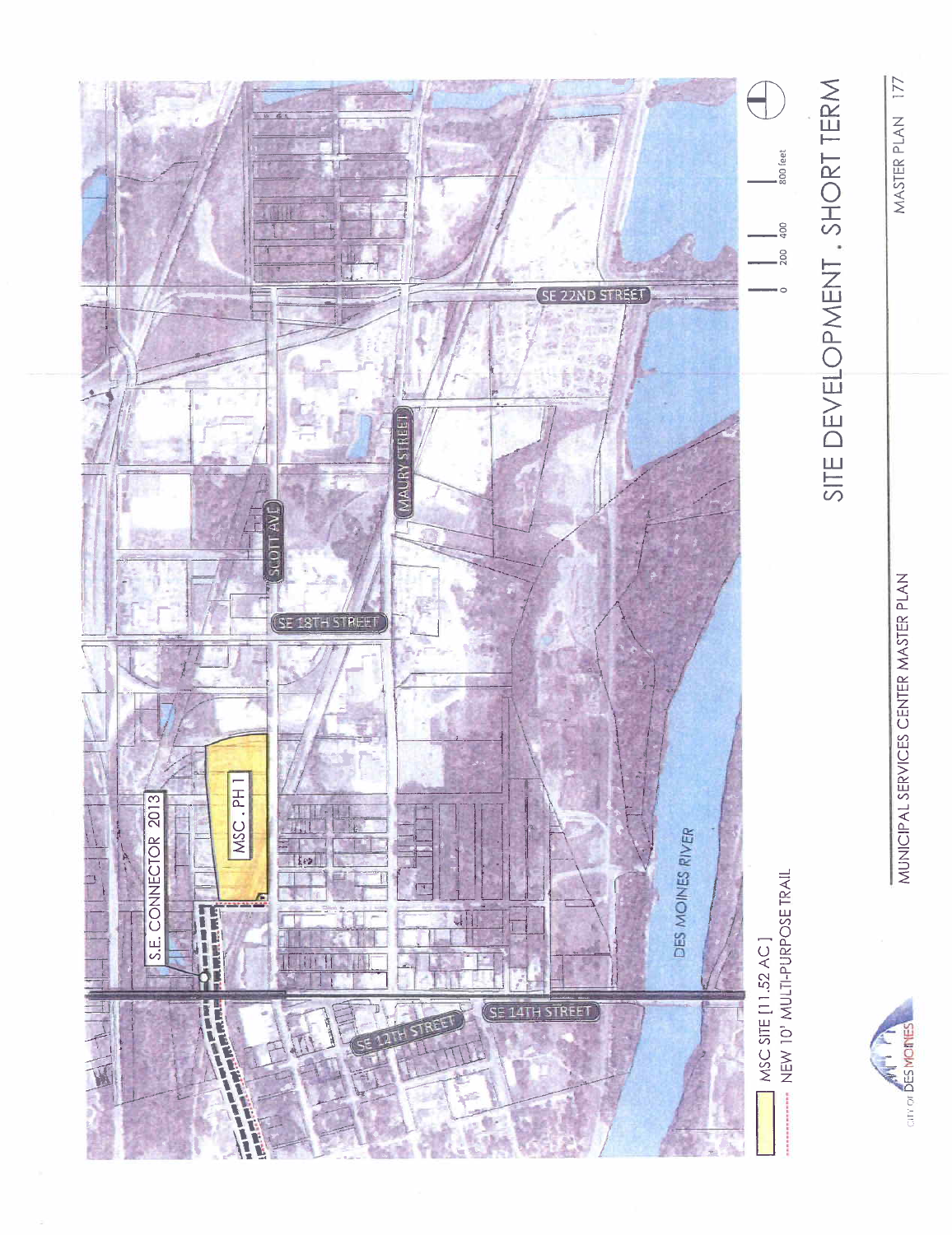# SITE DEVELOPMENT . SHORT TERM

S.E. CONNECTOR 2013

MSC . PH 1

SCOTT AVE

SE 18TH STREET

MAURY STREET

SE 22ND STREET

DES MOINES RIVER

SE 12TH STREET

SE 14TH STREET

0 200 400 800 feet

- MSC SITE [11.52 AC]
- NEW 10' MULTI-PURPOSE TRAIL

CITY OF DES MOINES

MUNICIPAL SERVICES CENTER MASTER PLAN

MASTER PLAN 177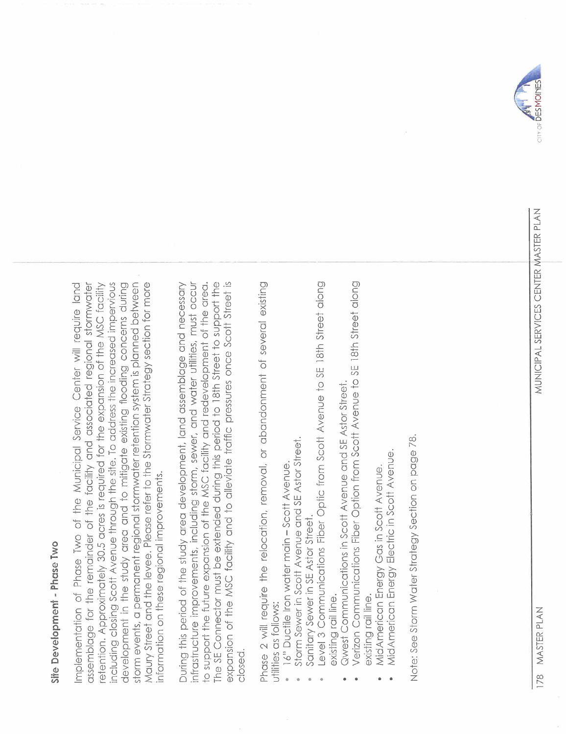## Site Development - Phase Two

Implementation of Phase Two of the Municipal Service Center will require land assemblage for the remainder of the facility and associated regional stormwater retention. Approximately 30.5 acres is required for the expansion of the MSC facility including closing Scott Avenue through the site. To address the increased impervious development in the study area and to mitigate existing flooding concerns during storm events, a permanent regional stormwater retention system is planned between Maury Street and the levee. Please refer to the Stormwater Strategy section for more information on these regional improvements.

During this period of the study area development, land assemblage and necessary infrastructure improvements, including storm, sewer, and water utilities, must occur to support the future expansion of the MSC facility and redevelopment of the area. The SE Connector must be extended during this period to 18th Street to support the expansion of the MSC facility and to alleviate traffic pressures once Scott Street is closed.

Phase 2 will require the relocation, removal, or abandonment of several existing utilities as follows:

- 16" Ductile Iron water main – Scott Avenue.
- Storm Sewer in Scott Avenue and SE Astor Street.
- Sanitary Sewer in SE Astor Street.
- Level 3 Communications Fiber Optic from Scott Avenue to SE 18th Street along existing rail line.
- Qwest Communications in Scott Avenue and SE Astor Street.
- Verizon Communications Fiber Option from Scott Avenue to SE 18th Street along existing rail line.
- MidAmerican Energy Gas in Scott Avenue.
- MidAmerican Energy Electric in Scott Avenue.

Note: See Storm Water Strategy Section on page 78.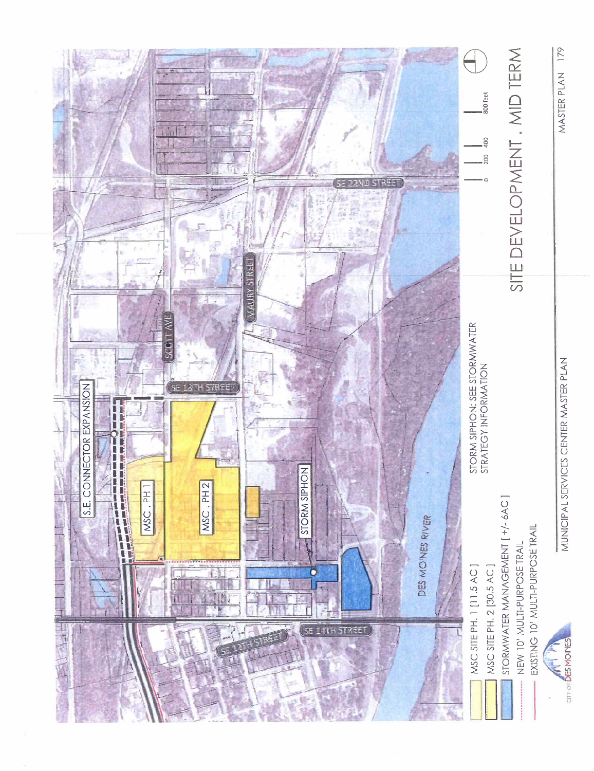# SITE DEVELOPMENT . MID TERM

S.E. CONNECTOR EXPANSION

MSC . PH 1

MSC . PH 2

SE 18TH STREET

SCOTT AVE

MAURY STREET

SE 22ND STREET

STORM SIPHON

DES MOINES RIVER

SE 14TH STREET

SE 12TH STREET

MSC SITE PH. 1 [11.5 AC]

MSC SITE PH. 2 [30.5 AC]

STORMWATER MANAGEMENT [+/- 6AC]

NEW 10' MULTI-PURPOSE TRAIL

EXISTING 10' MULTI-PURPOSE TRAIL

STORM SIPHON: SEE STORMWATER STRATEGY INFORMATION

0 200 400 800 feet

CITY OF DES MOINES

MUNICIPAL SERVICES CENTER MASTER PLAN

MASTER PLAN